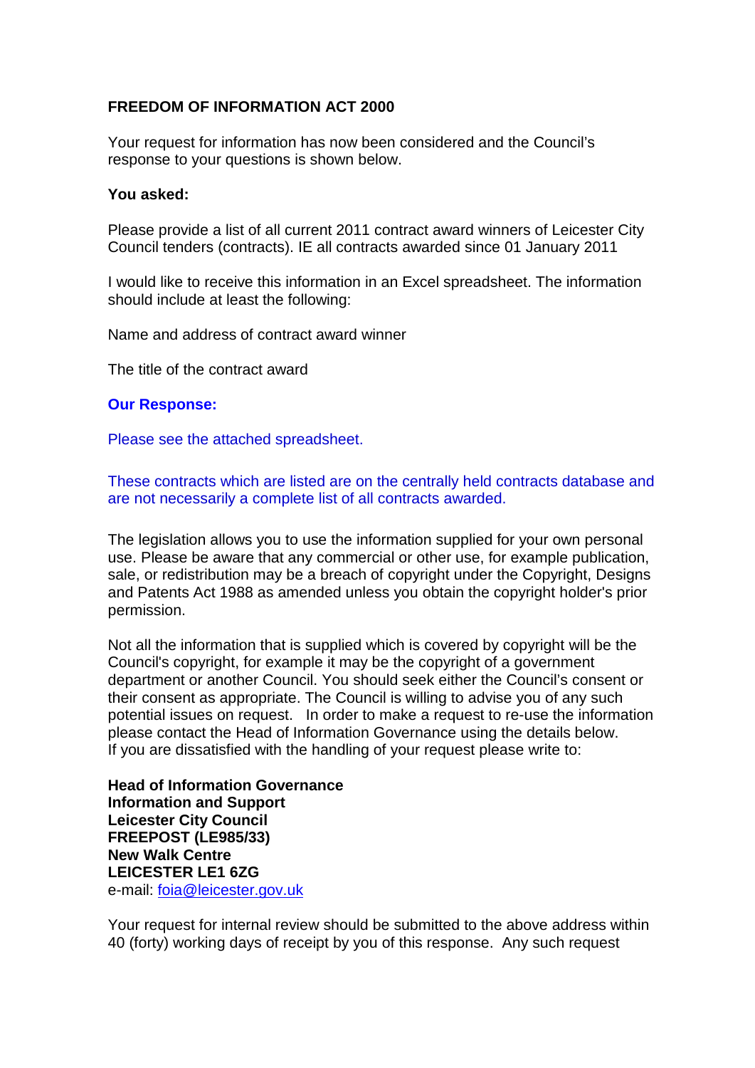**FREEDOM OF INFORMATION ACT 2000**

Your request for information has now been considered and the Council's response to your questions is shown below.

**You asked:**

Please provide a list of all current 2011 contract award winners of Leicester City Council tenders (contracts). IE all contracts awarded since 01 January 2011

I would like to receive this information in an Excel spreadsheet. The information should include at least the following:

Name and address of contract award winner

The title of the contract award

**Our Response:**

Please see the attached spreadsheet.

These contracts which are listed are on the centrally held contracts database and are not necessarily a complete list of all contracts awarded.

The legislation allows you to use the information supplied for your own personal use. Please be aware that any commercial or other use, for example publication, sale, or redistribution may be a breach of copyright under the Copyright, Designs and Patents Act 1988 as amended unless you obtain the copyright holder's prior permission.

Not all the information that is supplied which is covered by copyright will be the Council's copyright, for example it may be the copyright of a government department or another Council. You should seek either the Council's consent or their consent as appropriate. The Council is willing to advise you of any such potential issues on request. In order to make a request to re-use the information please contact the Head of Information Governance using the details below.
If you are dissatisfied with the handling of your request please write to:

**Head of Information Governance**
**Information and Support**
**Leicester City Council**
**FREEPOST (LE985/33)**
**New Walk Centre**
**LEICESTER LE1 6ZG**
e-mail: foia@leicester.gov.uk

Your request for internal review should be submitted to the above address within 40 (forty) working days of receipt by you of this response. Any such request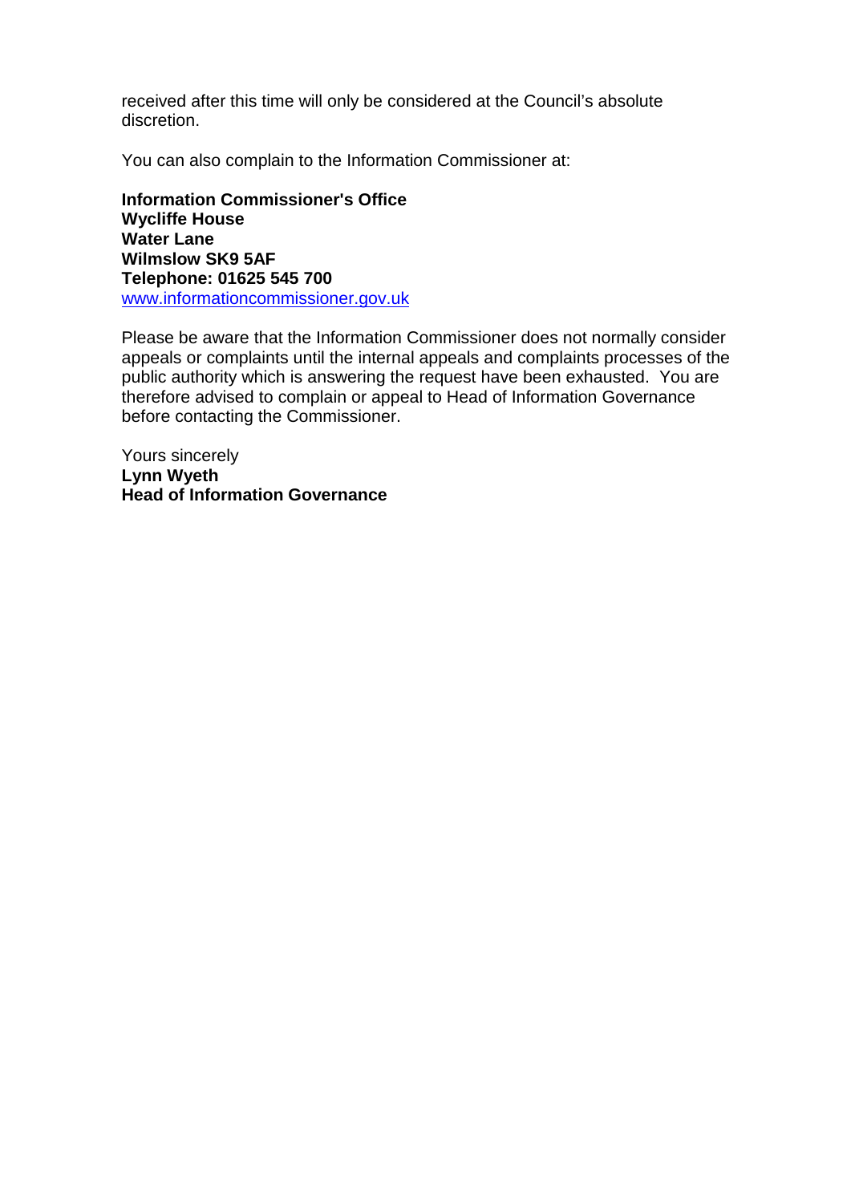received after this time will only be considered at the Council's absolute discretion.

You can also complain to the Information Commissioner at:

**Information Commissioner's Office**
**Wycliffe House**
**Water Lane**
**Wilmslow SK9 5AF**
**Telephone: 01625 545 700**
[www.informationcommissioner.gov.uk](http://www.informationcommissioner.gov.uk)

Please be aware that the Information Commissioner does not normally consider appeals or complaints until the internal appeals and complaints processes of the public authority which is answering the request have been exhausted. You are therefore advised to complain or appeal to Head of Information Governance before contacting the Commissioner.

Yours sincerely
**Lynn Wyeth**
**Head of Information Governance**